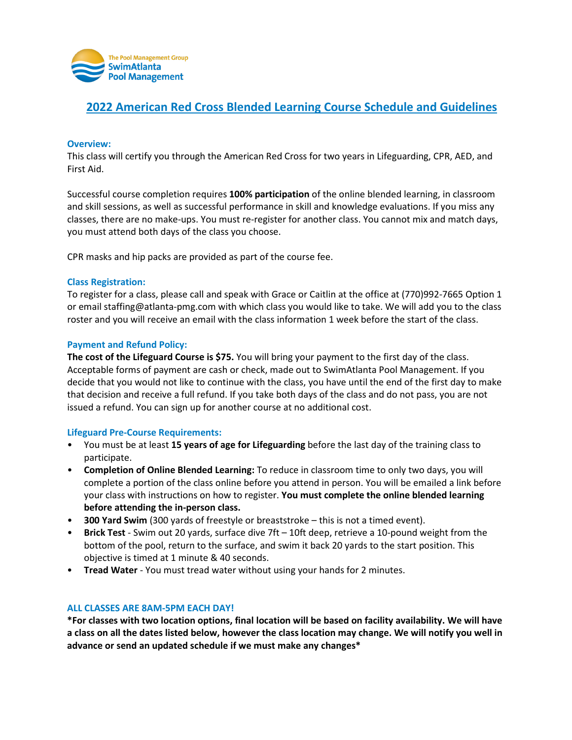The Pool Management Group
SwimAtlanta
Pool Management

# 2022 American Red Cross Blended Learning Course Schedule and Guidelines

### Overview:

This class will certify you through the American Red Cross for two years in Lifeguarding, CPR, AED, and First Aid.

Successful course completion requires **100% participation** of the online blended learning, in classroom and skill sessions, as well as successful performance in skill and knowledge evaluations. If you miss any classes, there are no make-ups. You must re-register for another class. You cannot mix and match days, you must attend both days of the class you choose.

CPR masks and hip packs are provided as part of the course fee.

### Class Registration:

To register for a class, please call and speak with Grace or Caitlin at the office at (770)992-7665 Option 1 or email staffing@atlanta-pmg.com with which class you would like to take. We will add you to the class roster and you will receive an email with the class information 1 week before the start of the class.

### Payment and Refund Policy:

**The cost of the Lifeguard Course is $75.** You will bring your payment to the first day of the class. Acceptable forms of payment are cash or check, made out to SwimAtlanta Pool Management. If you decide that you would not like to continue with the class, you have until the end of the first day to make that decision and receive a full refund. If you take both days of the class and do not pass, you are not issued a refund. You can sign up for another course at no additional cost.

### Lifeguard Pre-Course Requirements:

- You must be at least **15 years of age for Lifeguarding** before the last day of the training class to participate.
- **Completion of Online Blended Learning:** To reduce in classroom time to only two days, you will complete a portion of the class online before you attend in person. You will be emailed a link before your class with instructions on how to register. **You must complete the online blended learning before attending the in-person class.**
- **300 Yard Swim** (300 yards of freestyle or breaststroke – this is not a timed event).
- **Brick Test** - Swim out 20 yards, surface dive 7ft – 10ft deep, retrieve a 10-pound weight from the bottom of the pool, return to the surface, and swim it back 20 yards to the start position. This objective is timed at 1 minute & 40 seconds.
- **Tread Water** - You must tread water without using your hands for 2 minutes.

### ALL CLASSES ARE 8AM-5PM EACH DAY!

***For classes with two location options, final location will be based on facility availability. We will have a class on all the dates listed below, however the class location may change. We will notify you well in advance or send an updated schedule if we must make any changes***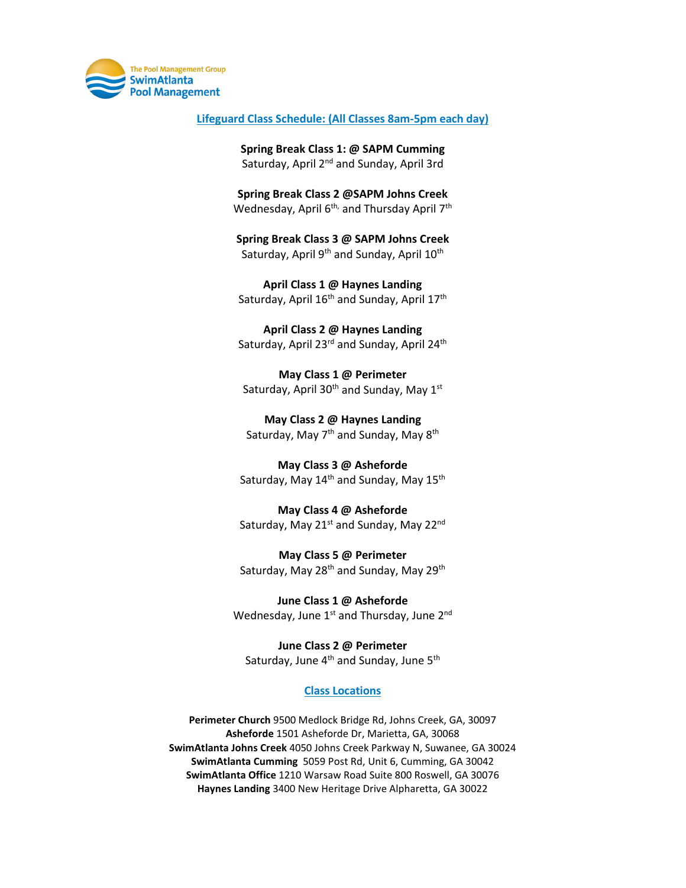The Pool Management Group
SwimAtlanta
Pool Management

## Lifeguard Class Schedule: (All Classes 8am-5pm each day)

**Spring Break Class 1: @ SAPM Cumming**
Saturday, April 2nd and Sunday, April 3rd

**Spring Break Class 2 @SAPM Johns Creek**
Wednesday, April 6th, and Thursday April 7th

**Spring Break Class 3 @ SAPM Johns Creek**
Saturday, April 9th and Sunday, April 10th

**April Class 1 @ Haynes Landing**
Saturday, April 16th and Sunday, April 17th

**April Class 2 @ Haynes Landing**
Saturday, April 23rd and Sunday, April 24th

**May Class 1 @ Perimeter**
Saturday, April 30th and Sunday, May 1st

**May Class 2 @ Haynes Landing**
Saturday, May 7th and Sunday, May 8th

**May Class 3 @ Asheforde**
Saturday, May 14th and Sunday, May 15th

**May Class 4 @ Asheforde**
Saturday, May 21st and Sunday, May 22nd

**May Class 5 @ Perimeter**
Saturday, May 28th and Sunday, May 29th

**June Class 1 @ Asheforde**
Wednesday, June 1st and Thursday, June 2nd

**June Class 2 @ Perimeter**
Saturday, June 4th and Sunday, June 5th

## Class Locations

**Perimeter Church** 9500 Medlock Bridge Rd, Johns Creek, GA, 30097
**Asheforde** 1501 Asheforde Dr, Marietta, GA, 30068
**SwimAtlanta Johns Creek** 4050 Johns Creek Parkway N, Suwanee, GA 30024
**SwimAtlanta Cumming** 5059 Post Rd, Unit 6, Cumming, GA 30042
**SwimAtlanta Office** 1210 Warsaw Road Suite 800 Roswell, GA 30076
**Haynes Landing** 3400 New Heritage Drive Alpharetta, GA 30022